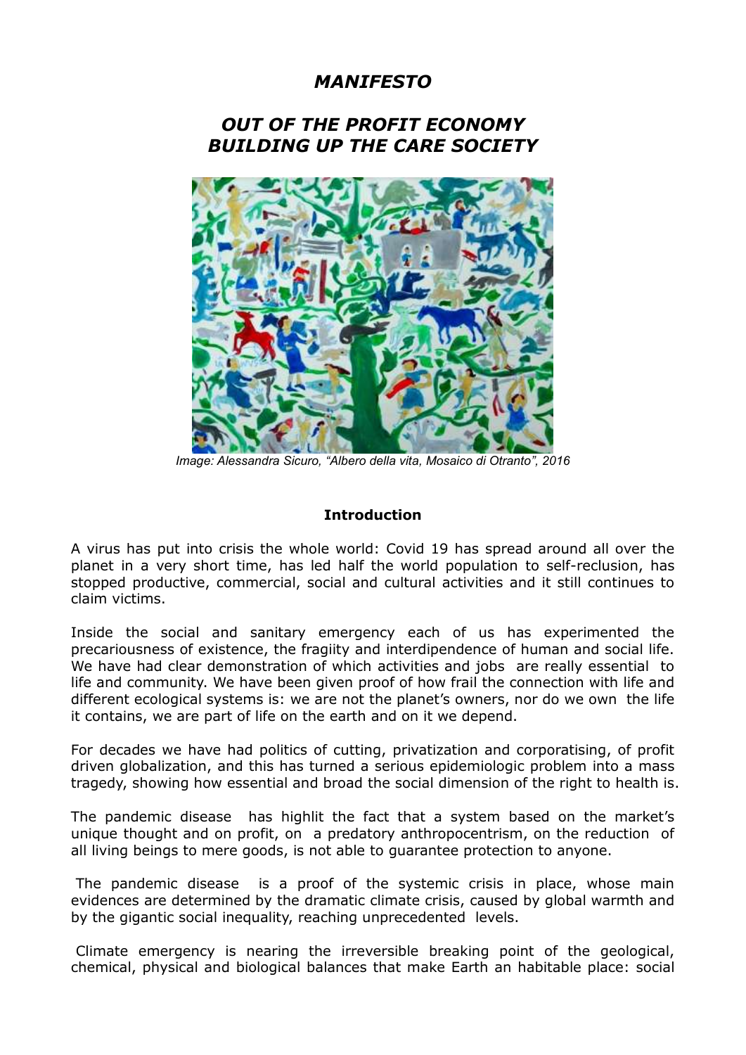# *MANIFESTO*

## *OUT OF THE PROFIT ECONOMY*
## *BUILDING UP THE CARE SOCIETY*

*Image: Alessandra Sicuro, "Albero della vita, Mosaico di Otranto", 2016*

### Introduction

A virus has put into crisis the whole world: Covid 19 has spread around all over the planet in a very short time, has led half the world population to self-reclusion, has stopped productive, commercial, social and cultural activities and it still continues to claim victims.

Inside the social and sanitary emergency each of us has experimented the precariousness of existence, the fragiity and interdipendence of human and social life. We have had clear demonstration of which activities and jobs are really essential to life and community. We have been given proof of how frail the connection with life and different ecological systems is: we are not the planet's owners, nor do we own the life it contains, we are part of life on the earth and on it we depend.

For decades we have had politics of cutting, privatization and corporatising, of profit driven globalization, and this has turned a serious epidemiologic problem into a mass tragedy, showing how essential and broad the social dimension of the right to health is.

The pandemic disease has highlit the fact that a system based on the market's unique thought and on profit, on a predatory anthropocentrism, on the reduction of all living beings to mere goods, is not able to guarantee protection to anyone.

The pandemic disease is a proof of the systemic crisis in place, whose main evidences are determined by the dramatic climate crisis, caused by global warmth and by the gigantic social inequality, reaching unprecedented levels.

Climate emergency is nearing the irreversible breaking point of the geological, chemical, physical and biological balances that make Earth an habitable place: social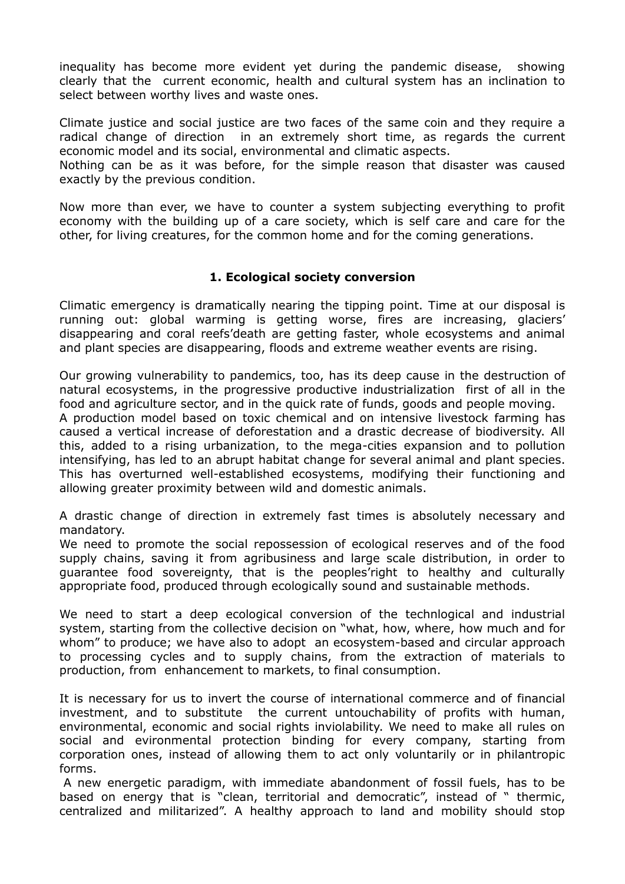inequality has become more evident yet during the pandemic disease, showing clearly that the current economic, health and cultural system has an inclination to select between worthy lives and waste ones.

Climate justice and social justice are two faces of the same coin and they require a radical change of direction in an extremely short time, as regards the current economic model and its social, environmental and climatic aspects.
Nothing can be as it was before, for the simple reason that disaster was caused exactly by the previous condition.

Now more than ever, we have to counter a system subjecting everything to profit economy with the building up of a care society, which is self care and care for the other, for living creatures, for the common home and for the coming generations.

## 1. Ecological society conversion

Climatic emergency is dramatically nearing the tipping point. Time at our disposal is running out: global warming is getting worse, fires are increasing, glaciers' disappearing and coral reefs'death are getting faster, whole ecosystems and animal and plant species are disappearing, floods and extreme weather events are rising.

Our growing vulnerability to pandemics, too, has its deep cause in the destruction of natural ecosystems, in the progressive productive industrialization first of all in the food and agriculture sector, and in the quick rate of funds, goods and people moving.
A production model based on toxic chemical and on intensive livestock farming has caused a vertical increase of deforestation and a drastic decrease of biodiversity. All this, added to a rising urbanization, to the mega-cities expansion and to pollution intensifying, has led to an abrupt habitat change for several animal and plant species. This has overturned well-established ecosystems, modifying their functioning and allowing greater proximity between wild and domestic animals.

A drastic change of direction in extremely fast times is absolutely necessary and mandatory.
We need to promote the social repossession of ecological reserves and of the food supply chains, saving it from agribusiness and large scale distribution, in order to guarantee food sovereignty, that is the peoples'right to healthy and culturally appropriate food, produced through ecologically sound and sustainable methods.

We need to start a deep ecological conversion of the technlogical and industrial system, starting from the collective decision on "what, how, where, how much and for whom" to produce; we have also to adopt an ecosystem-based and circular approach to processing cycles and to supply chains, from the extraction of materials to production, from enhancement to markets, to final consumption.

It is necessary for us to invert the course of international commerce and of financial investment, and to substitute the current untouchability of profits with human, environmental, economic and social rights inviolability. We need to make all rules on social and evironmental protection binding for every company, starting from corporation ones, instead of allowing them to act only voluntarily or in philantropic forms.
A new energetic paradigm, with immediate abandonment of fossil fuels, has to be based on energy that is "clean, territorial and democratic", instead of " thermic, centralized and militarized". A healthy approach to land and mobility should stop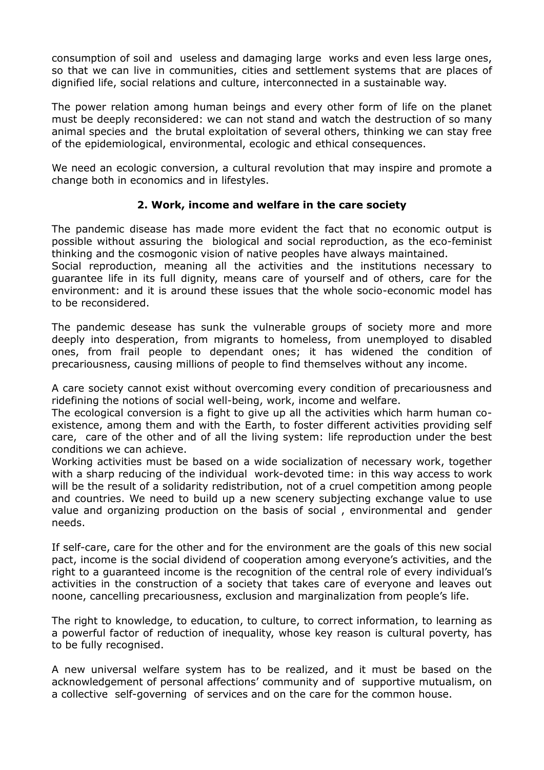consumption of soil and useless and damaging large works and even less large ones, so that we can live in communities, cities and settlement systems that are places of dignified life, social relations and culture, interconnected in a sustainable way.

The power relation among human beings and every other form of life on the planet must be deeply reconsidered: we can not stand and watch the destruction of so many animal species and the brutal exploitation of several others, thinking we can stay free of the epidemiological, environmental, ecologic and ethical consequences.

We need an ecologic conversion, a cultural revolution that may inspire and promote a change both in economics and in lifestyles.

## 2. Work, income and welfare in the care society

The pandemic disease has made more evident the fact that no economic output is possible without assuring the biological and social reproduction, as the eco-feminist thinking and the cosmogonic vision of native peoples have always maintained.
Social reproduction, meaning all the activities and the institutions necessary to guarantee life in its full dignity, means care of yourself and of others, care for the environment: and it is around these issues that the whole socio-economic model has to be reconsidered.

The pandemic desease has sunk the vulnerable groups of society more and more deeply into desperation, from migrants to homeless, from unemployed to disabled ones, from frail people to dependant ones; it has widened the condition of precariousness, causing millions of people to find themselves without any income.

A care society cannot exist without overcoming every condition of precariousness and ridefining the notions of social well-being, work, income and welfare.
The ecological conversion is a fight to give up all the activities which harm human co-existence, among them and with the Earth, to foster different activities providing self care, care of the other and of all the living system: life reproduction under the best conditions we can achieve.
Working activities must be based on a wide socialization of necessary work, together with a sharp reducing of the individual work-devoted time: in this way access to work will be the result of a solidarity redistribution, not of a cruel competition among people and countries. We need to build up a new scenery subjecting exchange value to use value and organizing production on the basis of social , environmental and gender needs.

If self-care, care for the other and for the environment are the goals of this new social pact, income is the social dividend of cooperation among everyone's activities, and the right to a guaranteed income is the recognition of the central role of every individual's activities in the construction of a society that takes care of everyone and leaves out noone, cancelling precariousness, exclusion and marginalization from people's life.

The right to knowledge, to education, to culture, to correct information, to learning as a powerful factor of reduction of inequality, whose key reason is cultural poverty, has to be fully recognised.

A new universal welfare system has to be realized, and it must be based on the acknowledgement of personal affections' community and of supportive mutualism, on a collective self-governing of services and on the care for the common house.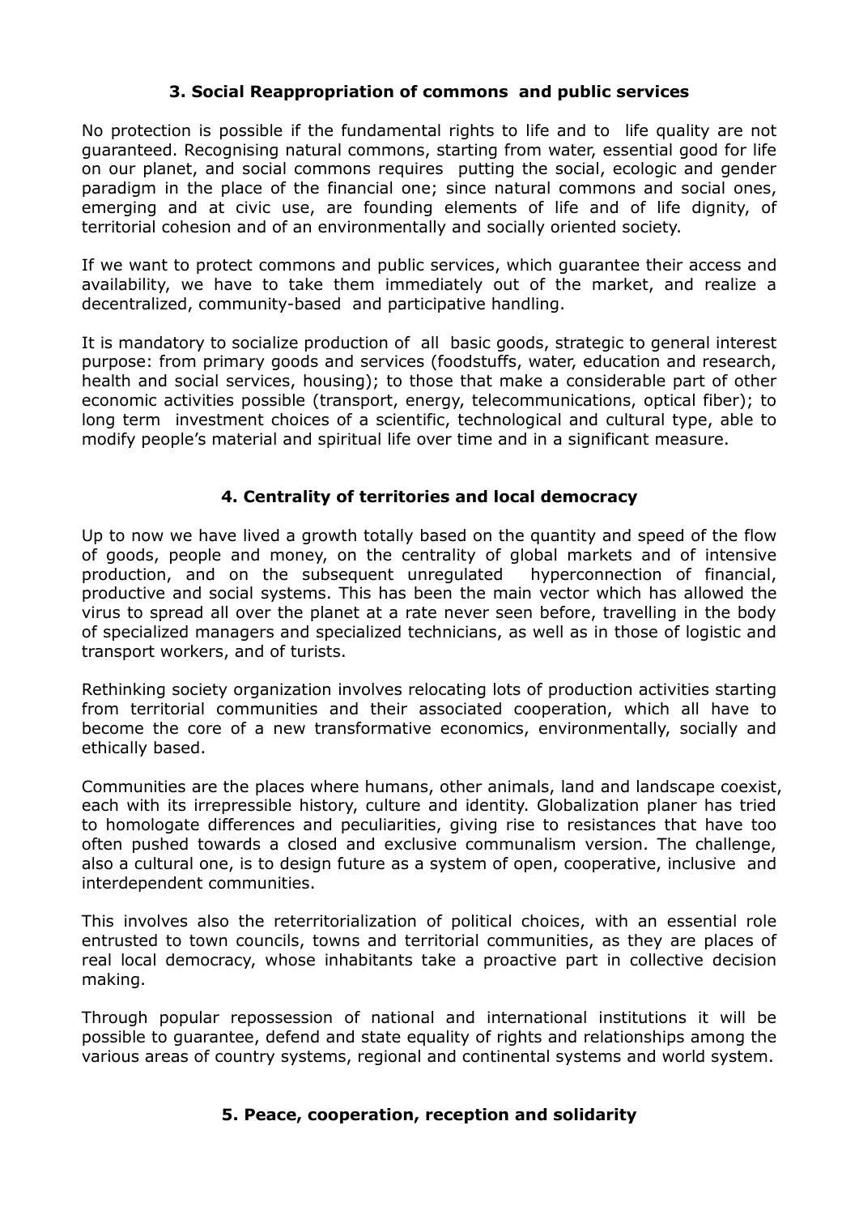## 3. Social Reappropriation of commons and public services

No protection is possible if the fundamental rights to life and to life quality are not guaranteed. Recognising natural commons, starting from water, essential good for life on our planet, and social commons requires putting the social, ecologic and gender paradigm in the place of the financial one; since natural commons and social ones, emerging and at civic use, are founding elements of life and of life dignity, of territorial cohesion and of an environmentally and socially oriented society.

If we want to protect commons and public services, which guarantee their access and availability, we have to take them immediately out of the market, and realize a decentralized, community-based and participative handling.

It is mandatory to socialize production of all basic goods, strategic to general interest purpose: from primary goods and services (foodstuffs, water, education and research, health and social services, housing); to those that make a considerable part of other economic activities possible (transport, energy, telecommunications, optical fiber); to long term investment choices of a scientific, technological and cultural type, able to modify people's material and spiritual life over time and in a significant measure.

## 4. Centrality of territories and local democracy

Up to now we have lived a growth totally based on the quantity and speed of the flow of goods, people and money, on the centrality of global markets and of intensive production, and on the subsequent unregulated hyperconnection of financial, productive and social systems. This has been the main vector which has allowed the virus to spread all over the planet at a rate never seen before, travelling in the body of specialized managers and specialized technicians, as well as in those of logistic and transport workers, and of turists.

Rethinking society organization involves relocating lots of production activities starting from territorial communities and their associated cooperation, which all have to become the core of a new transformative economics, environmentally, socially and ethically based.

Communities are the places where humans, other animals, land and landscape coexist, each with its irrepressible history, culture and identity. Globalization planer has tried to homologate differences and peculiarities, giving rise to resistances that have too often pushed towards a closed and exclusive communalism version. The challenge, also a cultural one, is to design future as a system of open, cooperative, inclusive and interdependent communities.

This involves also the reterritorialization of political choices, with an essential role entrusted to town councils, towns and territorial communities, as they are places of real local democracy, whose inhabitants take a proactive part in collective decision making.

Through popular repossession of national and international institutions it will be possible to guarantee, defend and state equality of rights and relationships among the various areas of country systems, regional and continental systems and world system.

## 5. Peace, cooperation, reception and solidarity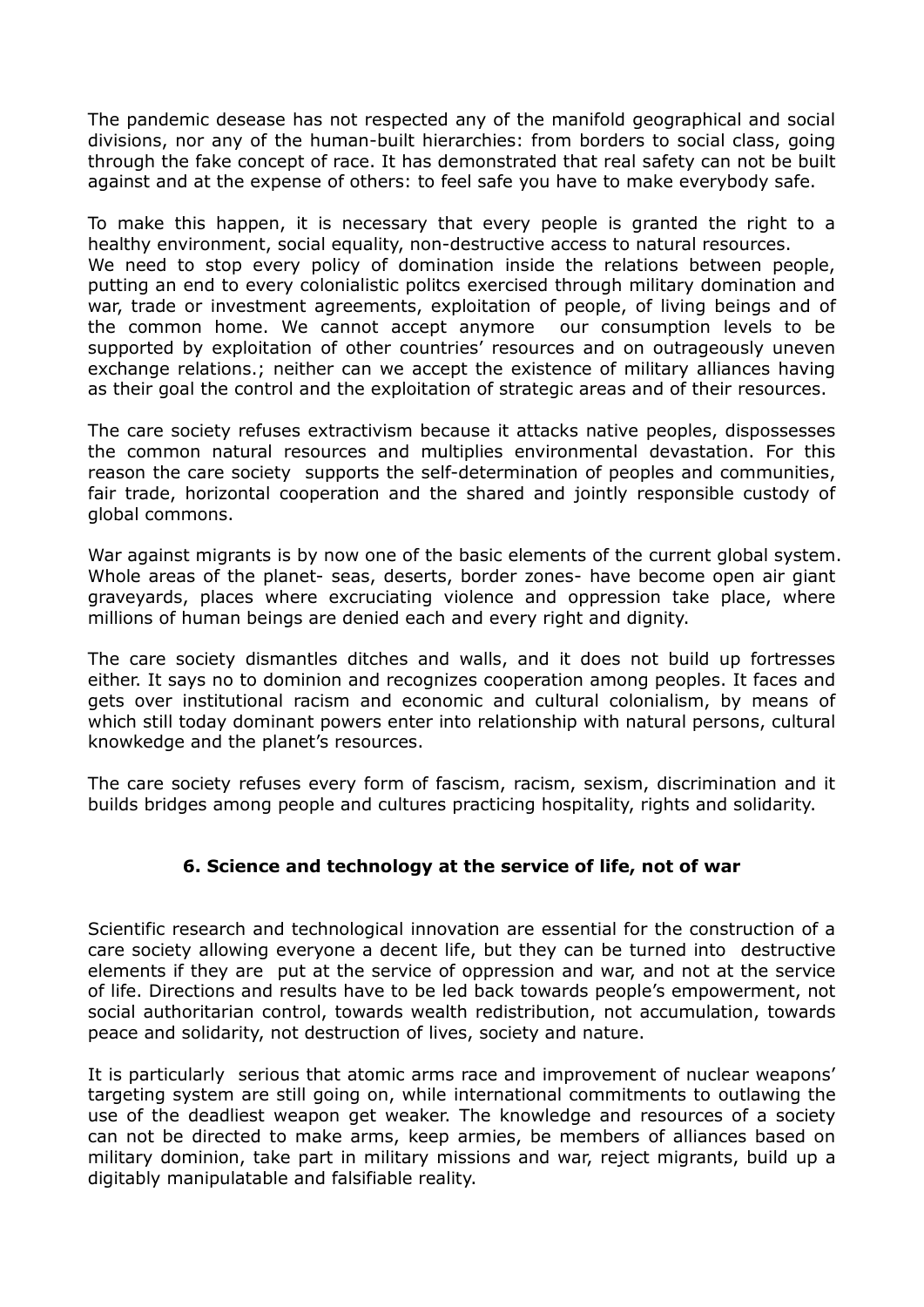The pandemic desease has not respected any of the manifold geographical and social divisions, nor any of the human-built hierarchies: from borders to social class, going through the fake concept of race. It has demonstrated that real safety can not be built against and at the expense of others: to feel safe you have to make everybody safe.

To make this happen, it is necessary that every people is granted the right to a healthy environment, social equality, non-destructive access to natural resources.
We need to stop every policy of domination inside the relations between people, putting an end to every colonialistic politcs exercised through military domination and war, trade or investment agreements, exploitation of people, of living beings and of the common home. We cannot accept anymore our consumption levels to be supported by exploitation of other countries' resources and on outrageously uneven exchange relations.; neither can we accept the existence of military alliances having as their goal the control and the exploitation of strategic areas and of their resources.

The care society refuses extractivism because it attacks native peoples, dispossesses the common natural resources and multiplies environmental devastation. For this reason the care society supports the self-determination of peoples and communities, fair trade, horizontal cooperation and the shared and jointly responsible custody of global commons.

War against migrants is by now one of the basic elements of the current global system. Whole areas of the planet- seas, deserts, border zones- have become open air giant graveyards, places where excruciating violence and oppression take place, where millions of human beings are denied each and every right and dignity.

The care society dismantles ditches and walls, and it does not build up fortresses either. It says no to dominion and recognizes cooperation among peoples. It faces and gets over institutional racism and economic and cultural colonialism, by means of which still today dominant powers enter into relationship with natural persons, cultural knowkedge and the planet's resources.

The care society refuses every form of fascism, racism, sexism, discrimination and it builds bridges among people and cultures practicing hospitality, rights and solidarity.

## 6. Science and technology at the service of life, not of war

Scientific research and technological innovation are essential for the construction of a care society allowing everyone a decent life, but they can be turned into destructive elements if they are put at the service of oppression and war, and not at the service of life. Directions and results have to be led back towards people's empowerment, not social authoritarian control, towards wealth redistribution, not accumulation, towards peace and solidarity, not destruction of lives, society and nature.

It is particularly serious that atomic arms race and improvement of nuclear weapons' targeting system are still going on, while international commitments to outlawing the use of the deadliest weapon get weaker. The knowledge and resources of a society can not be directed to make arms, keep armies, be members of alliances based on military dominion, take part in military missions and war, reject migrants, build up a digitably manipulatable and falsifiable reality.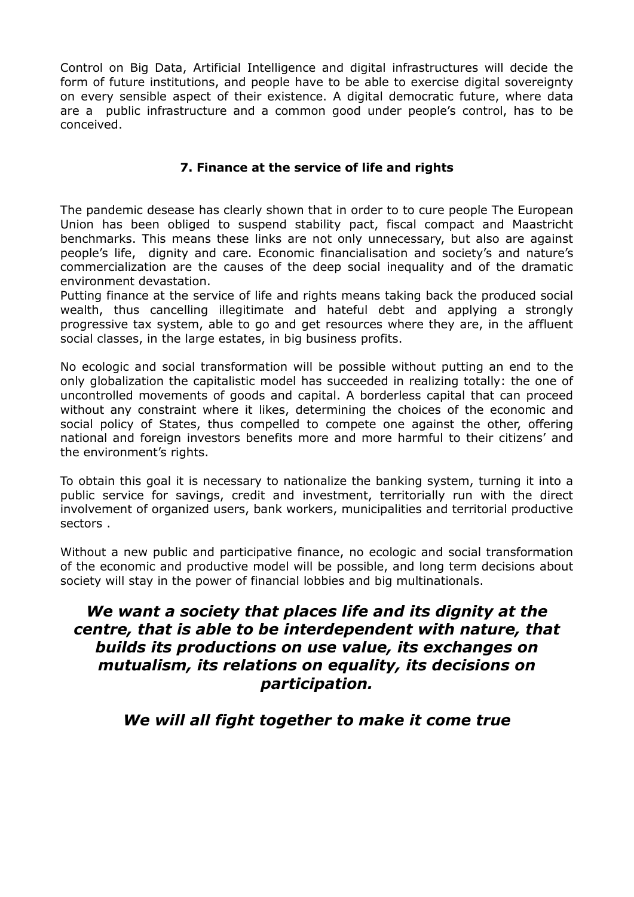Control on Big Data, Artificial Intelligence and digital infrastructures will decide the form of future institutions, and people have to be able to exercise digital sovereignty on every sensible aspect of their existence. A digital democratic future, where data are a public infrastructure and a common good under people's control, has to be conceived.

### 7. Finance at the service of life and rights

The pandemic desease has clearly shown that in order to to cure people The European Union has been obliged to suspend stability pact, fiscal compact and Maastricht benchmarks. This means these links are not only unnecessary, but also are against people's life, dignity and care. Economic financialisation and society's and nature's commercialization are the causes of the deep social inequality and of the dramatic environment devastation.

Putting finance at the service of life and rights means taking back the produced social wealth, thus cancelling illegitimate and hateful debt and applying a strongly progressive tax system, able to go and get resources where they are, in the affluent social classes, in the large estates, in big business profits.

No ecologic and social transformation will be possible without putting an end to the only globalization the capitalistic model has succeeded in realizing totally: the one of uncontrolled movements of goods and capital. A borderless capital that can proceed without any constraint where it likes, determining the choices of the economic and social policy of States, thus compelled to compete one against the other, offering national and foreign investors benefits more and more harmful to their citizens' and the environment's rights.

To obtain this goal it is necessary to nationalize the banking system, turning it into a public service for savings, credit and investment, territorially run with the direct involvement of organized users, bank workers, municipalities and territorial productive sectors .

Without a new public and participative finance, no ecologic and social transformation of the economic and productive model will be possible, and long term decisions about society will stay in the power of financial lobbies and big multinationals.

## *We want a society that places life and its dignity at the centre, that is able to be interdependent with nature, that builds its productions on use value, its exchanges on mutualism, its relations on equality, its decisions on participation.*

## *We will all fight together to make it come true*